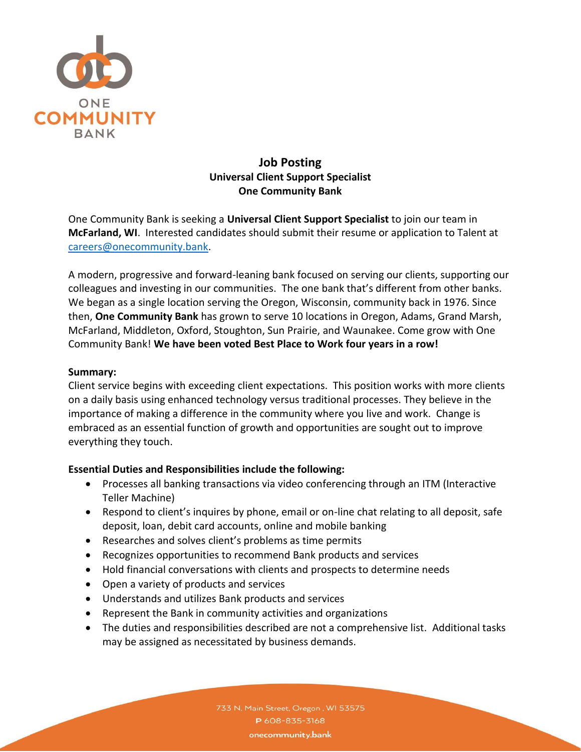# Job Posting

## Universal Client Support Specialist

## One Community Bank

One Community Bank is seeking a **Universal Client Support Specialist** to join our team in **McFarland, WI**. Interested candidates should submit their resume or application to Talent at careers@onecommunity.bank.

A modern, progressive and forward-leaning bank focused on serving our clients, supporting our colleagues and investing in our communities. The one bank that's different from other banks. We began as a single location serving the Oregon, Wisconsin, community back in 1976. Since then, **One Community Bank** has grown to serve 10 locations in Oregon, Adams, Grand Marsh, McFarland, Middleton, Oxford, Stoughton, Sun Prairie, and Waunakee. Come grow with One Community Bank! **We have been voted Best Place to Work four years in a row!**

**Summary:**

Client service begins with exceeding client expectations. This position works with more clients on a daily basis using enhanced technology versus traditional processes. They believe in the importance of making a difference in the community where you live and work. Change is embraced as an essential function of growth and opportunities are sought out to improve everything they touch.

**Essential Duties and Responsibilities include the following:**

- Processes all banking transactions via video conferencing through an ITM (Interactive Teller Machine)
- Respond to client's inquires by phone, email or on-line chat relating to all deposit, safe deposit, loan, debit card accounts, online and mobile banking
- Researches and solves client's problems as time permits
- Recognizes opportunities to recommend Bank products and services
- Hold financial conversations with clients and prospects to determine needs
- Open a variety of products and services
- Understands and utilizes Bank products and services
- Represent the Bank in community activities and organizations
- The duties and responsibilities described are not a comprehensive list. Additional tasks may be assigned as necessitated by business demands.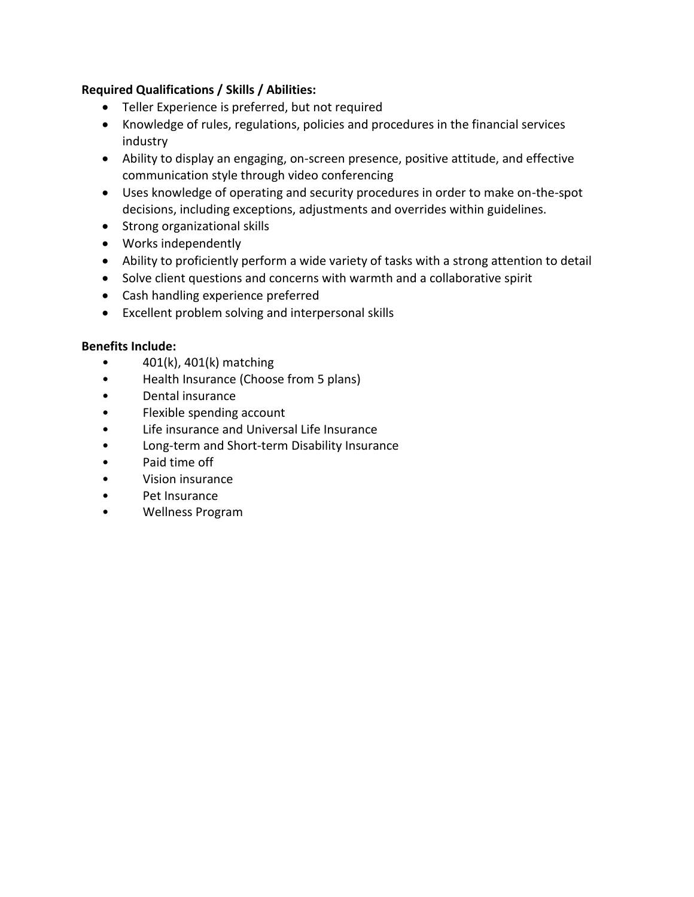**Required Qualifications / Skills / Abilities:**

- Teller Experience is preferred, but not required
- Knowledge of rules, regulations, policies and procedures in the financial services industry
- Ability to display an engaging, on-screen presence, positive attitude, and effective communication style through video conferencing
- Uses knowledge of operating and security procedures in order to make on-the-spot decisions, including exceptions, adjustments and overrides within guidelines.
- Strong organizational skills
- Works independently
- Ability to proficiently perform a wide variety of tasks with a strong attention to detail
- Solve client questions and concerns with warmth and a collaborative spirit
- Cash handling experience preferred
- Excellent problem solving and interpersonal skills

**Benefits Include:**

- 401(k), 401(k) matching
- Health Insurance (Choose from 5 plans)
- Dental insurance
- Flexible spending account
- Life insurance and Universal Life Insurance
- Long-term and Short-term Disability Insurance
- Paid time off
- Vision insurance
- Pet Insurance
- Wellness Program